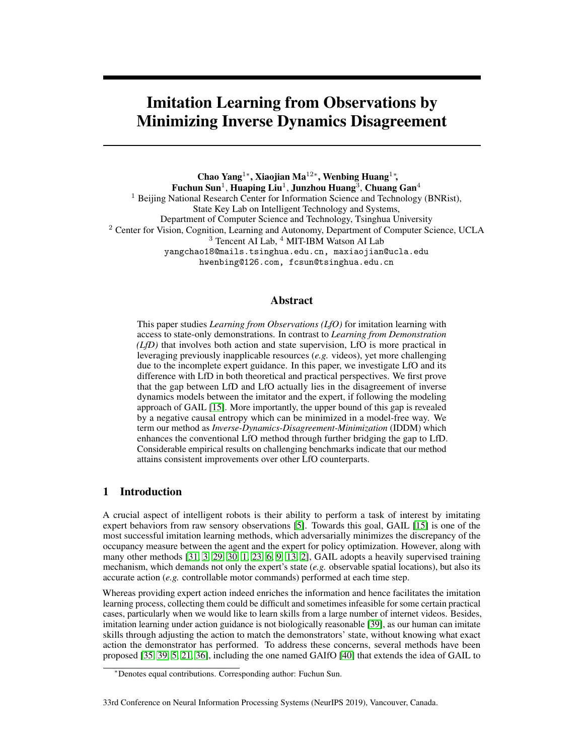# Imitation Learning from Observations by Minimizing Inverse Dynamics Disagreement

**Chao Yang**[1*], **Xiaojian Ma**[12*], **Wenbing Huang**[1*], **Fuchun Sun**[1], **Huaping Liu**[1], **Junzhou Huang**[3], **Chuang Gan**[4]

[1] Beijing National Research Center for Information Science and Technology (BNRist), State Key Lab on Intelligent Technology and Systems, Department of Computer Science and Technology, Tsinghua University

[2] Center for Vision, Cognition, Learning and Autonomy, Department of Computer Science, UCLA

[3] Tencent AI Lab, [4] MIT-IBM Watson AI Lab

yangchao18@mails.tsinghua.edu.cn, maxiaojian@ucla.edu
hwenbing@126.com, fcsun@tsinghua.edu.cn

## Abstract

This paper studies *Learning from Observations (LfO)* for imitation learning with access to state-only demonstrations. In contrast to *Learning from Demonstration (LfD)* that involves both action and state supervision, LfO is more practical in leveraging previously inapplicable resources (*e.g.* videos), yet more challenging due to the incomplete expert guidance. In this paper, we investigate LfO and its difference with LfD in both theoretical and practical perspectives. We first prove that the gap between LfD and LfO actually lies in the disagreement of inverse dynamics models between the imitator and the expert, if following the modeling approach of GAIL [15]. More importantly, the upper bound of this gap is revealed by a negative causal entropy which can be minimized in a model-free way. We term our method as *Inverse-Dynamics-Disagreement-Minimization* (IDDM) which enhances the conventional LfO method through further bridging the gap to LfD. Considerable empirical results on challenging benchmarks indicate that our method attains consistent improvements over other LfO counterparts.

## 1 Introduction

A crucial aspect of intelligent robots is their ability to perform a task of interest by imitating expert behaviors from raw sensory observations [5]. Towards this goal, GAIL [15] is one of the most successful imitation learning methods, which adversarially minimizes the discrepancy of the occupancy measure between the agent and the expert for policy optimization. However, along with many other methods [31, 3, 29, 30, 1, 23, 6, 9, 13, 2], GAIL adopts a heavily supervised training mechanism, which demands not only the expert's state (*e.g.* observable spatial locations), but also its accurate action (*e.g.* controllable motor commands) performed at each time step.

Whereas providing expert action indeed enriches the information and hence facilitates the imitation learning process, collecting them could be difficult and sometimes infeasible for some certain practical cases, particularly when we would like to learn skills from a large number of internet videos. Besides, imitation learning under action guidance is not biologically reasonable [39], as our human can imitate skills through adjusting the action to match the demonstrators' state, without knowing what exact action the demonstrator has performed. To address these concerns, several methods have been proposed [35, 39, 5, 21, 36], including the one named GAIfO [40] that extends the idea of GAIL to

*Denotes equal contributions. Corresponding author: Fuchun Sun.

33rd Conference on Neural Information Processing Systems (NeurIPS 2019), Vancouver, Canada.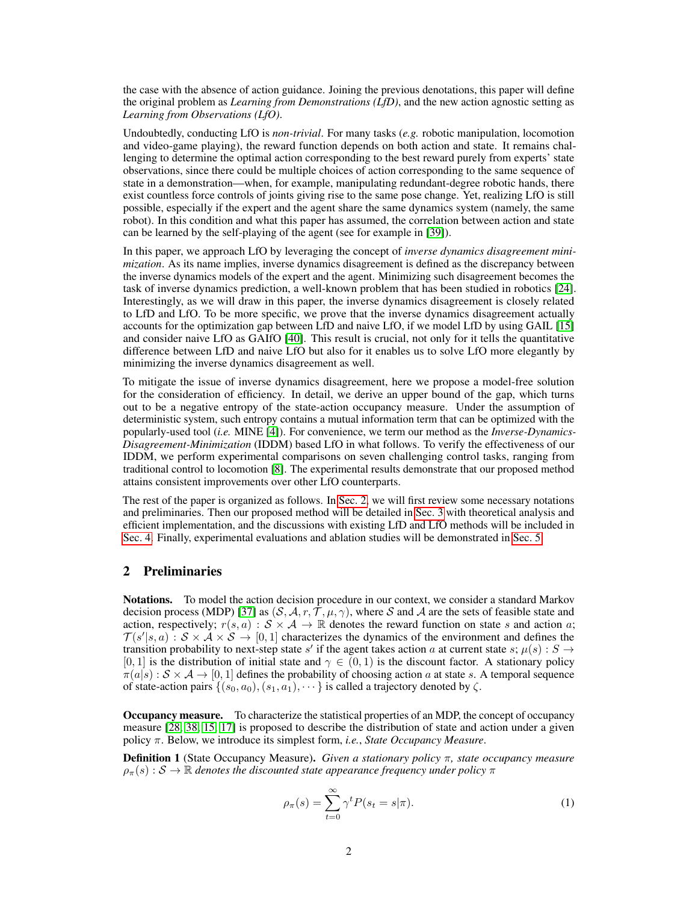the case with the absence of action guidance. Joining the previous denotations, this paper will define the original problem as *Learning from Demonstrations (LfD)*, and the new action agnostic setting as *Learning from Observations (LfO)*.

Undoubtedly, conducting LfO is *non-trivial*. For many tasks (*e.g.* robotic manipulation, locomotion and video-game playing), the reward function depends on both action and state. It remains challenging to determine the optimal action corresponding to the best reward purely from experts' state observations, since there could be multiple choices of action corresponding to the same sequence of state in a demonstration—when, for example, manipulating redundant-degree robotic hands, there exist countless force controls of joints giving rise to the same pose change. Yet, realizing LfO is still possible, especially if the expert and the agent share the same dynamics system (namely, the same robot). In this condition and what this paper has assumed, the correlation between action and state can be learned by the self-playing of the agent (see for example in [39]).

In this paper, we approach LfO by leveraging the concept of *inverse dynamics disagreement minimization*. As its name implies, inverse dynamics disagreement is defined as the discrepancy between the inverse dynamics models of the expert and the agent. Minimizing such disagreement becomes the task of inverse dynamics prediction, a well-known problem that has been studied in robotics [24]. Interestingly, as we will draw in this paper, the inverse dynamics disagreement is closely related to LfD and LfO. To be more specific, we prove that the inverse dynamics disagreement actually accounts for the optimization gap between LfD and naive LfO, if we model LfD by using GAIL [15] and consider naive LfO as GAIfO [40]. This result is crucial, not only for it tells the quantitative difference between LfD and naive LfO but also for it enables us to solve LfO more elegantly by minimizing the inverse dynamics disagreement as well.

To mitigate the issue of inverse dynamics disagreement, here we propose a model-free solution for the consideration of efficiency. In detail, we derive an upper bound of the gap, which turns out to be a negative entropy of the state-action occupancy measure. Under the assumption of deterministic system, such entropy contains a mutual information term that can be optimized with the popularly-used tool (*i.e.* MINE [4]). For convenience, we term our method as the *Inverse-Dynamics-Disagreement-Minimization* (IDDM) based LfO in what follows. To verify the effectiveness of our IDDM, we perform experimental comparisons on seven challenging control tasks, ranging from traditional control to locomotion [8]. The experimental results demonstrate that our proposed method attains consistent improvements over other LfO counterparts.

The rest of the paper is organized as follows. In Sec. 2, we will first review some necessary notations and preliminaries. Then our proposed method will be detailed in Sec. 3 with theoretical analysis and efficient implementation, and the discussions with existing LfD and LfO methods will be included in Sec. 4. Finally, experimental evaluations and ablation studies will be demonstrated in Sec. 5.

## 2 Preliminaries

**Notations.** To model the action decision procedure in our context, we consider a standard Markov decision process (MDP) [37] as $(\mathcal{S}, \mathcal{A}, r, \mathcal{T}, \mu, \gamma)$, where $\mathcal{S}$ and $\mathcal{A}$ are the sets of feasible state and action, respectively; $r(s, a) : \mathcal{S} \times \mathcal{A} \to \mathbb{R}$ denotes the reward function on state $s$ and action $a$; $\mathcal{T}(s'|s, a) : \mathcal{S} \times \mathcal{A} \times \mathcal{S} \to [0, 1]$ characterizes the dynamics of the environment and defines the transition probability to next-step state $s'$ if the agent takes action $a$ at current state $s$; $\mu(s) : S \to [0, 1]$ is the distribution of initial state and $\gamma \in (0, 1)$ is the discount factor. A stationary policy $\pi(a|s) : \mathcal{S} \times \mathcal{A} \to [0, 1]$ defines the probability of choosing action $a$ at state $s$. A temporal sequence of state-action pairs $\{(s_0, a_0), (s_1, a_1), \cdots\}$ is called a trajectory denoted by $\zeta$.

**Occupancy measure.** To characterize the statistical properties of an MDP, the concept of occupancy measure [28, 38, 15, 17] is proposed to describe the distribution of state and action under a given policy $\pi$. Below, we introduce its simplest form, *i.e.*, *State Occupancy Measure*.

**Definition 1** (State Occupancy Measure). *Given a stationary policy $\pi$, state occupancy measure $\rho_\pi(s) : \mathcal{S} \to \mathbb{R}$ denotes the discounted state appearance frequency under policy $\pi$*

$$\rho_\pi(s) = \sum_{t=0}^{\infty} \gamma^t P(s_t = s|\pi). \tag{1}$$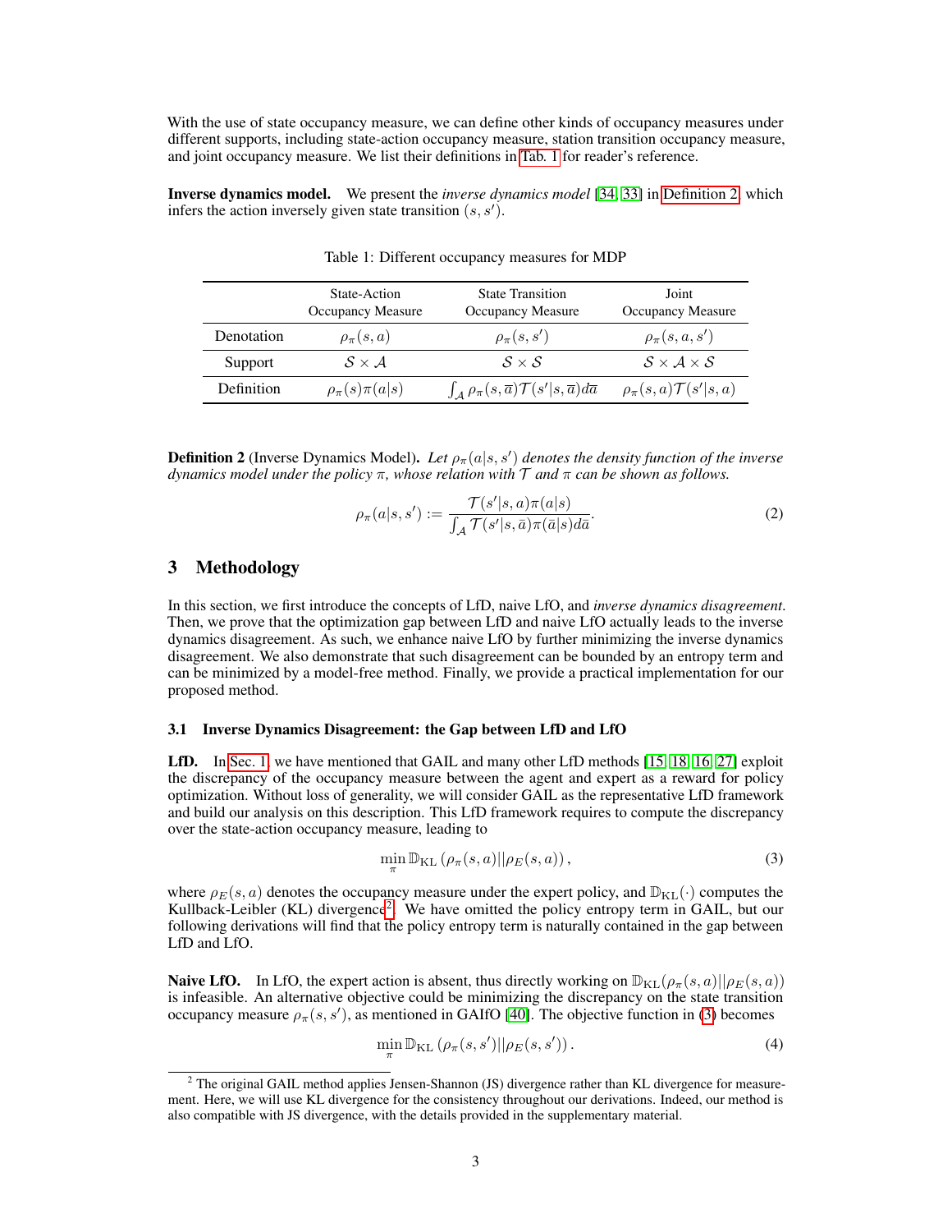With the use of state occupancy measure, we can define other kinds of occupancy measures under different supports, including state-action occupancy measure, station transition occupancy measure, and joint occupancy measure. We list their definitions in Tab. 1 for reader's reference.

**Inverse dynamics model.** We present the *inverse dynamics model* [34, 33] in Definition 2, which infers the action inversely given state transition $(s, s')$.

Table 1: Different occupancy measures for MDP

| | State-Action Occupancy Measure | State Transition Occupancy Measure | Joint Occupancy Measure |
|---|---|---|---|
| Denotation | $\rho_\pi(s, a)$ | $\rho_\pi(s, s')$ | $\rho_\pi(s, a, s')$ |
| Support | $\mathcal{S} \times \mathcal{A}$ | $\mathcal{S} \times \mathcal{S}$ | $\mathcal{S} \times \mathcal{A} \times \mathcal{S}$ |
| Definition | $\rho_\pi(s)\pi(a\vert s)$ | $\int_{\mathcal{A}} \rho_\pi(s, \overline{a})\mathcal{T}(s'\vert s, \overline{a})d\overline{a}$ | $\rho_\pi(s, a)\mathcal{T}(s'\vert s, a)$ |

**Definition 2** (Inverse Dynamics Model)**.** *Let $\rho_\pi(a|s, s')$ denotes the density function of the inverse dynamics model under the policy $\pi$, whose relation with $\mathcal{T}$ and $\pi$ can be shown as follows.*

$$\rho_\pi(a|s, s') := \frac{\mathcal{T}(s'|s, a)\pi(a|s)}{\int_{\mathcal{A}} \mathcal{T}(s'|s, \bar{a})\pi(\bar{a}|s)d\bar{a}}. \tag{2}$$

## 3 Methodology

In this section, we first introduce the concepts of LfD, naive LfO, and *inverse dynamics disagreement*. Then, we prove that the optimization gap between LfD and naive LfO actually leads to the inverse dynamics disagreement. As such, we enhance naive LfO by further minimizing the inverse dynamics disagreement. We also demonstrate that such disagreement can be bounded by an entropy term and can be minimized by a model-free method. Finally, we provide a practical implementation for our proposed method.

### 3.1 Inverse Dynamics Disagreement: the Gap between LfD and LfO

**LfD.** In Sec. 1, we have mentioned that GAIL and many other LfD methods [15, 18, 16, 27] exploit the discrepancy of the occupancy measure between the agent and expert as a reward for policy optimization. Without loss of generality, we will consider GAIL as the representative LfD framework and build our analysis on this description. This LfD framework requires to compute the discrepancy over the state-action occupancy measure, leading to

$$\min_\pi \mathbb{D}_{\mathrm{KL}}\left(\rho_\pi(s, a)||\rho_E(s, a)\right), \tag{3}$$

where $\rho_E(s, a)$ denotes the occupancy measure under the expert policy, and $\mathbb{D}_{\mathrm{KL}}(\cdot)$ computes the Kullback-Leibler (KL) divergence[2]. We have omitted the policy entropy term in GAIL, but our following derivations will find that the policy entropy term is naturally contained in the gap between LfD and LfO.

**Naive LfO.** In LfO, the expert action is absent, thus directly working on $\mathbb{D}_{\mathrm{KL}}(\rho_\pi(s, a)||\rho_E(s, a))$ is infeasible. An alternative objective could be minimizing the discrepancy on the state transition occupancy measure $\rho_\pi(s, s')$, as mentioned in GAIfO [40]. The objective function in (3) becomes

$$\min_\pi \mathbb{D}_{\mathrm{KL}}\left(\rho_\pi(s, s')||\rho_E(s, s')\right). \tag{4}$$

[2] The original GAIL method applies Jensen-Shannon (JS) divergence rather than KL divergence for measurement. Here, we will use KL divergence for the consistency throughout our derivations. Indeed, our method is also compatible with JS divergence, with the details provided in the supplementary material.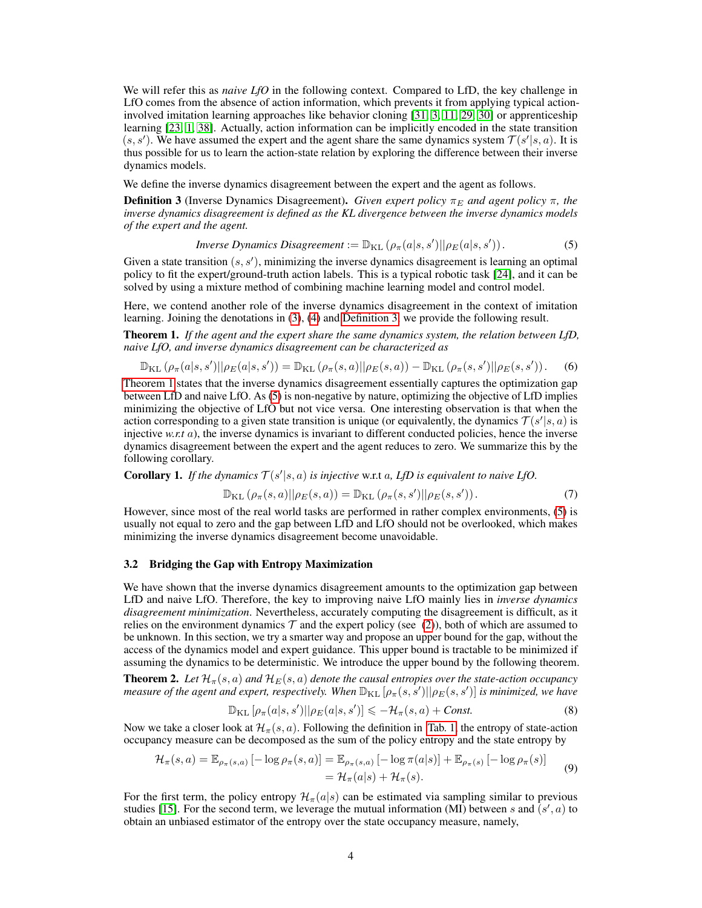We will refer this as *naive LfO* in the following context. Compared to LfD, the key challenge in LfO comes from the absence of action information, which prevents it from applying typical action-involved imitation learning approaches like behavior cloning [31, 3, 11, 29, 30] or apprenticeship learning [23, 1, 38]. Actually, action information can be implicitly encoded in the state transition $(s, s')$. We have assumed the expert and the agent share the same dynamics system $\mathcal{T}(s'|s, a)$. It is thus possible for us to learn the action-state relation by exploring the difference between their inverse dynamics models.

We define the inverse dynamics disagreement between the expert and the agent as follows.

**Definition 3** (Inverse Dynamics Disagreement). *Given expert policy $\pi_E$ and agent policy $\pi$, the inverse dynamics disagreement is defined as the KL divergence between the inverse dynamics models of the expert and the agent.*

$$\textit{Inverse Dynamics Disagreement} := \mathbb{D}_{\mathrm{KL}}\left(\rho_\pi(a|s, s')||\rho_E(a|s, s')\right). \tag{5}$$

Given a state transition $(s, s')$, minimizing the inverse dynamics disagreement is learning an optimal policy to fit the expert/ground-truth action labels. This is a typical robotic task [24], and it can be solved by using a mixture method of combining machine learning model and control model.

Here, we contend another role of the inverse dynamics disagreement in the context of imitation learning. Joining the denotations in (3), (4) and Definition 3, we provide the following result.

**Theorem 1.** *If the agent and the expert share the same dynamics system, the relation between LfD, naive LfO, and inverse dynamics disagreement can be characterized as*

$$\mathbb{D}_{\mathrm{KL}}\left(\rho_\pi(a|s, s')||\rho_E(a|s, s')\right) = \mathbb{D}_{\mathrm{KL}}\left(\rho_\pi(s, a)||\rho_E(s, a)\right) - \mathbb{D}_{\mathrm{KL}}\left(\rho_\pi(s, s')||\rho_E(s, s')\right). \tag{6}$$

Theorem 1 states that the inverse dynamics disagreement essentially captures the optimization gap between LfD and naive LfO. As (5) is non-negative by nature, optimizing the objective of LfD implies minimizing the objective of LfO but not vice versa. One interesting observation is that when the action corresponding to a given state transition is unique (or equivalently, the dynamics $\mathcal{T}(s'|s, a)$ is injective *w.r.t* $a$), the inverse dynamics is invariant to different conducted policies, hence the inverse dynamics disagreement between the expert and the agent reduces to zero. We summarize this by the following corollary.

**Corollary 1.** *If the dynamics $\mathcal{T}(s'|s, a)$ is injective* w.r.t $a$*, LfD is equivalent to naive LfO.*

$$\mathbb{D}_{\mathrm{KL}}\left(\rho_\pi(s, a)||\rho_E(s, a)\right) = \mathbb{D}_{\mathrm{KL}}\left(\rho_\pi(s, s')||\rho_E(s, s')\right). \tag{7}$$

However, since most of the real world tasks are performed in rather complex environments, (5) is usually not equal to zero and the gap between LfD and LfO should not be overlooked, which makes minimizing the inverse dynamics disagreement become unavoidable.

### 3.2 Bridging the Gap with Entropy Maximization

We have shown that the inverse dynamics disagreement amounts to the optimization gap between LfD and naive LfO. Therefore, the key to improving naive LfO mainly lies in *inverse dynamics disagreement minimization*. Nevertheless, accurately computing the disagreement is difficult, as it relies on the environment dynamics $\mathcal{T}$ and the expert policy (see (2)), both of which are assumed to be unknown. In this section, we try a smarter way and propose an upper bound for the gap, without the access of the dynamics model and expert guidance. This upper bound is tractable to be minimized if assuming the dynamics to be deterministic. We introduce the upper bound by the following theorem.

**Theorem 2.** *Let $\mathcal{H}_\pi(s, a)$ and $\mathcal{H}_E(s, a)$ denote the causal entropies over the state-action occupancy measure of the agent and expert, respectively. When $\mathbb{D}_{\mathrm{KL}}\left[\rho_\pi(s, s')||\rho_E(s, s')\right]$ is minimized, we have*

$$\mathbb{D}_{\mathrm{KL}}\left[\rho_\pi(a|s, s')||\rho_E(a|s, s')\right] \leqslant -\mathcal{H}_\pi(s, a) + \textit{Const}. \tag{8}$$

Now we take a closer look at $\mathcal{H}_\pi(s, a)$. Following the definition in Tab. 1, the entropy of state-action occupancy measure can be decomposed as the sum of the policy entropy and the state entropy by

$$\begin{aligned} \mathcal{H}_\pi(s, a) = \mathbb{E}_{\rho_\pi(s,a)}\left[-\log \rho_\pi(s, a)\right] &= \mathbb{E}_{\rho_\pi(s,a)}\left[-\log \pi(a|s)\right] + \mathbb{E}_{\rho_\pi(s)}\left[-\log \rho_\pi(s)\right] \\ &= \mathcal{H}_\pi(a|s) + \mathcal{H}_\pi(s). \end{aligned} \tag{9}$$

For the first term, the policy entropy $\mathcal{H}_\pi(a|s)$ can be estimated via sampling similar to previous studies [15]. For the second term, we leverage the mutual information (MI) between $s$ and $(s', a)$ to obtain an unbiased estimator of the entropy over the state occupancy measure, namely,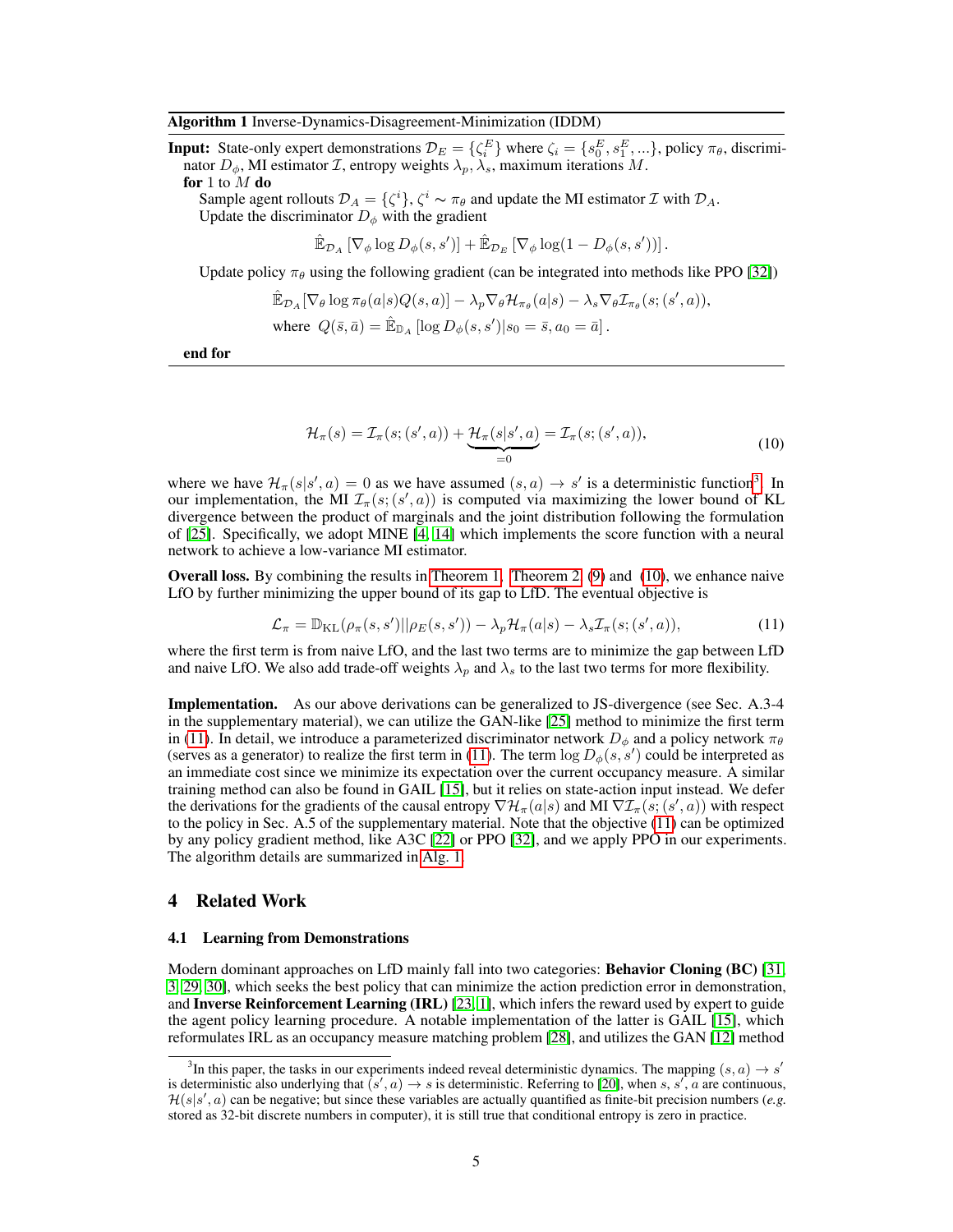**Algorithm 1** Inverse-Dynamics-Disagreement-Minimization (IDDM)

**Input:** State-only expert demonstrations $\mathcal{D}_E = \{\zeta_i^E\}$ where $\zeta_i = \{s_0^E, s_1^E, ...\}$, policy $\pi_\theta$, discriminator $D_\phi$, MI estimator $\mathcal{I}$, entropy weights $\lambda_p, \lambda_s$, maximum iterations $M$.

**for** 1 to $M$ **do**

  Sample agent rollouts $\mathcal{D}_A = \{\zeta^i\}, \zeta^i \sim \pi_\theta$ and update the MI estimator $\mathcal{I}$ with $\mathcal{D}_A$.

  Update the discriminator $D_\phi$ with the gradient

$$\hat{\mathbb{E}}_{\mathcal{D}_A}\left[\nabla_\phi \log D_\phi(s, s')\right] + \hat{\mathbb{E}}_{\mathcal{D}_E}\left[\nabla_\phi \log(1 - D_\phi(s, s'))\right].$$

  Update policy $\pi_\theta$ using the following gradient (can be integrated into methods like PPO [32])

$$\hat{\mathbb{E}}_{\mathcal{D}_A}[\nabla_\theta \log \pi_\theta(a|s) Q(s, a)] - \lambda_p \nabla_\theta \mathcal{H}_{\pi_\theta}(a|s) - \lambda_s \nabla_\theta \mathcal{I}_{\pi_\theta}(s; (s', a)),$$

$$\text{where } \; Q(\bar{s}, \bar{a}) = \hat{\mathbb{E}}_{\mathbb{D}_A}\left[\log D_\phi(s, s') | s_0 = \bar{s}, a_0 = \bar{a}\right].$$

**end for**

$$\mathcal{H}_\pi(s) = \mathcal{I}_\pi(s; (s', a)) + \underbrace{\mathcal{H}_\pi(s|s', a)}_{=0} = \mathcal{I}_\pi(s; (s', a)), \tag{10}$$

where we have $\mathcal{H}_\pi(s|s', a) = 0$ as we have assumed $(s, a) \to s'$ is a deterministic function[3]. In our implementation, the MI $\mathcal{I}_\pi(s; (s', a))$ is computed via maximizing the lower bound of KL divergence between the product of marginals and the joint distribution following the formulation of [25]. Specifically, we adopt MINE [4, 14] which implements the score function with a neural network to achieve a low-variance MI estimator.

**Overall loss.** By combining the results in Theorem 1, Theorem 2, (9) and (10), we enhance naive LfO by further minimizing the upper bound of its gap to LfD. The eventual objective is

$$\mathcal{L}_\pi = \mathbb{D}_{\mathrm{KL}}(\rho_\pi(s, s') || \rho_E(s, s')) - \lambda_p \mathcal{H}_\pi(a|s) - \lambda_s \mathcal{I}_\pi(s; (s', a)), \tag{11}$$

where the first term is from naive LfO, and the last two terms are to minimize the gap between LfD and naive LfO. We also add trade-off weights $\lambda_p$ and $\lambda_s$ to the last two terms for more flexibility.

**Implementation.** As our above derivations can be generalized to JS-divergence (see Sec. A.3-4 in the supplementary material), we can utilize the GAN-like [25] method to minimize the first term in (11). In detail, we introduce a parameterized discriminator network $D_\phi$ and a policy network $\pi_\theta$ (serves as a generator) to realize the first term in (11). The term $\log D_\phi(s, s')$ could be interpreted as an immediate cost since we minimize its expectation over the current occupancy measure. A similar training method can also be found in GAIL [15], but it relies on state-action input instead. We defer the derivations for the gradients of the causal entropy $\nabla \mathcal{H}_\pi(a|s)$ and MI $\nabla \mathcal{I}_\pi(s; (s', a))$ with respect to the policy in Sec. A.5 of the supplementary material. Note that the objective (11) can be optimized by any policy gradient method, like A3C [22] or PPO [32], and we apply PPO in our experiments. The algorithm details are summarized in Alg. 1.

## 4 Related Work

### 4.1 Learning from Demonstrations

Modern dominant approaches on LfD mainly fall into two categories: **Behavior Cloning (BC)** [31, 3, 29, 30], which seeks the best policy that can minimize the action prediction error in demonstration, and **Inverse Reinforcement Learning (IRL)** [23, 1], which infers the reward used by expert to guide the agent policy learning procedure. A notable implementation of the latter is GAIL [15], which reformulates IRL as an occupancy measure matching problem [28], and utilizes the GAN [12] method

[3] In this paper, the tasks in our experiments indeed reveal deterministic dynamics. The mapping $(s, a) \to s'$ is deterministic also underlying that $(s', a) \to s$ is deterministic. Referring to [20], when $s$, $s'$, $a$ are continuous, $\mathcal{H}(s|s', a)$ can be negative; but since these variables are actually quantified as finite-bit precision numbers (*e.g.* stored as 32-bit discrete numbers in computer), it is still true that conditional entropy is zero in practice.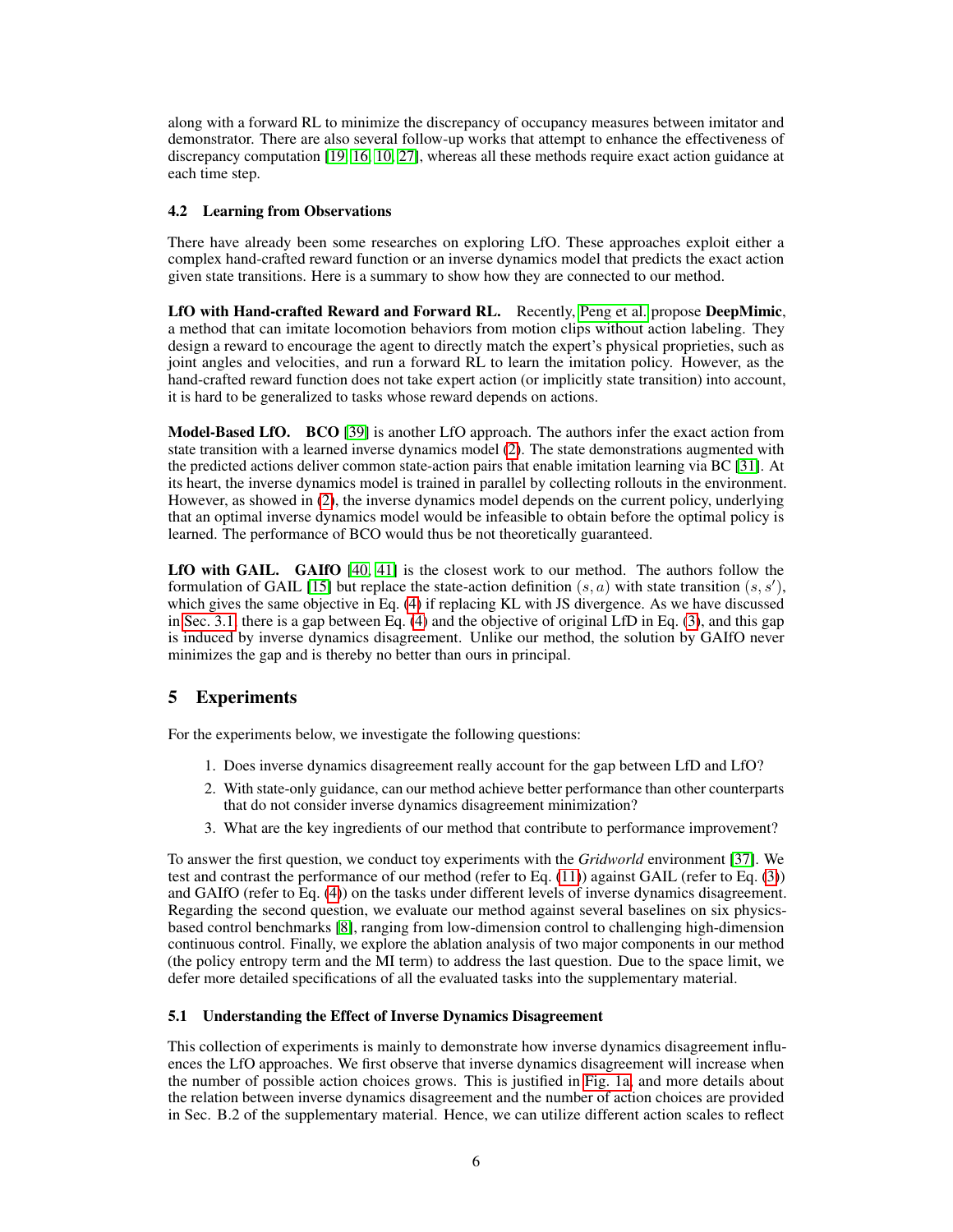along with a forward RL to minimize the discrepancy of occupancy measures between imitator and demonstrator. There are also several follow-up works that attempt to enhance the effectiveness of discrepancy computation [19, 16, 10, 27], whereas all these methods require exact action guidance at each time step.

### 4.2 Learning from Observations

There have already been some researches on exploring LfO. These approaches exploit either a complex hand-crafted reward function or an inverse dynamics model that predicts the exact action given state transitions. Here is a summary to show how they are connected to our method.

**LfO with Hand-crafted Reward and Forward RL.** Recently, Peng et al. propose **DeepMimic**, a method that can imitate locomotion behaviors from motion clips without action labeling. They design a reward to encourage the agent to directly match the expert's physical proprieties, such as joint angles and velocities, and run a forward RL to learn the imitation policy. However, as the hand-crafted reward function does not take expert action (or implicitly state transition) into account, it is hard to be generalized to tasks whose reward depends on actions.

**Model-Based LfO.** **BCO** [39] is another LfO approach. The authors infer the exact action from state transition with a learned inverse dynamics model (2). The state demonstrations augmented with the predicted actions deliver common state-action pairs that enable imitation learning via BC [31]. At its heart, the inverse dynamics model is trained in parallel by collecting rollouts in the environment. However, as showed in (2), the inverse dynamics model depends on the current policy, underlying that an optimal inverse dynamics model would be infeasible to obtain before the optimal policy is learned. The performance of BCO would thus be not theoretically guaranteed.

**LfO with GAIL.** **GAIfO** [40, 41] is the closest work to our method. The authors follow the formulation of GAIL [15] but replace the state-action definition $(s, a)$ with state transition $(s, s')$, which gives the same objective in Eq. (4) if replacing KL with JS divergence. As we have discussed in Sec. 3.1, there is a gap between Eq. (4) and the objective of original LfD in Eq. (3), and this gap is induced by inverse dynamics disagreement. Unlike our method, the solution by GAIfO never minimizes the gap and is thereby no better than ours in principal.

## 5 Experiments

For the experiments below, we investigate the following questions:

1. Does inverse dynamics disagreement really account for the gap between LfD and LfO?
2. With state-only guidance, can our method achieve better performance than other counterparts that do not consider inverse dynamics disagreement minimization?
3. What are the key ingredients of our method that contribute to performance improvement?

To answer the first question, we conduct toy experiments with the *Gridworld* environment [37]. We test and contrast the performance of our method (refer to Eq. (11)) against GAIL (refer to Eq. (3)) and GAIfO (refer to Eq. (4)) on the tasks under different levels of inverse dynamics disagreement. Regarding the second question, we evaluate our method against several baselines on six physics-based control benchmarks [8], ranging from low-dimension control to challenging high-dimension continuous control. Finally, we explore the ablation analysis of two major components in our method (the policy entropy term and the MI term) to address the last question. Due to the space limit, we defer more detailed specifications of all the evaluated tasks into the supplementary material.

### 5.1 Understanding the Effect of Inverse Dynamics Disagreement

This collection of experiments is mainly to demonstrate how inverse dynamics disagreement influences the LfO approaches. We first observe that inverse dynamics disagreement will increase when the number of possible action choices grows. This is justified in Fig. 1a, and more details about the relation between inverse dynamics disagreement and the number of action choices are provided in Sec. B.2 of the supplementary material. Hence, we can utilize different action scales to reflect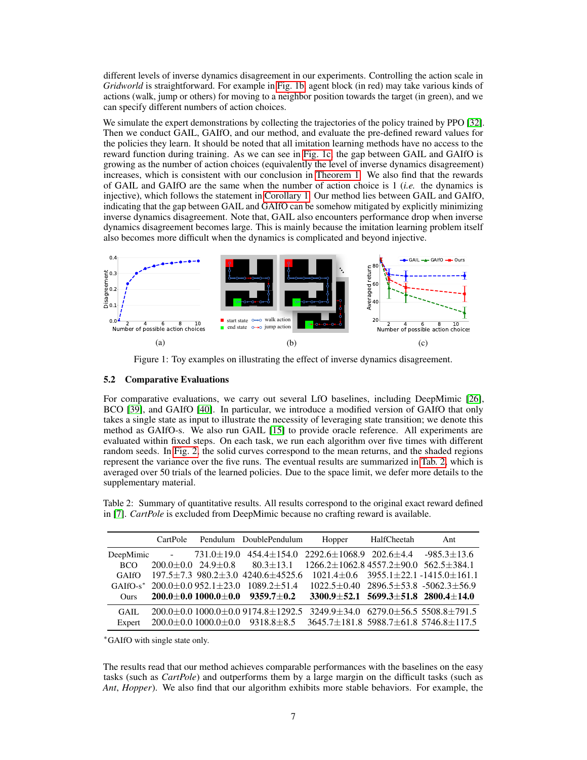different levels of inverse dynamics disagreement in our experiments. Controlling the action scale in *Gridworld* is straightforward. For example in Fig. 1b, agent block (in red) may take various kinds of actions (walk, jump or others) for moving to a neighbor position towards the target (in green), and we can specify different numbers of action choices.

We simulate the expert demonstrations by collecting the trajectories of the policy trained by PPO [32]. Then we conduct GAIL, GAIfO, and our method, and evaluate the pre-defined reward values for the policies they learn. It should be noted that all imitation learning methods have no access to the reward function during training. As we can see in Fig. 1c, the gap between GAIL and GAIfO is growing as the number of action choices (equivalently the level of inverse dynamics disagreement) increases, which is consistent with our conclusion in Theorem 1. We also find that the rewards of GAIL and GAIfO are the same when the number of action choice is 1 (*i.e.* the dynamics is injective), which follows the statement in Corollary 1. Our method lies between GAIL and GAIfO, indicating that the gap between GAIL and GAIfO can be somehow mitigated by explicitly minimizing inverse dynamics disagreement. Note that, GAIL also encounters performance drop when inverse dynamics disagreement becomes large. This is mainly because the imitation learning problem itself also becomes more difficult when the dynamics is complicated and beyond injective.

Figure 1: Toy examples on illustrating the effect of inverse dynamics disagreement.

## 5.2 Comparative Evaluations

For comparative evaluations, we carry out several LfO baselines, including DeepMimic [26], BCO [39], and GAIfO [40]. In particular, we introduce a modified version of GAIfO that only takes a single state as input to illustrate the necessity of leveraging state transition; we denote this method as GAIfO-s. We also run GAIL [15] to provide oracle reference. All experiments are evaluated within fixed steps. On each task, we run each algorithm over five times with different random seeds. In Fig. 2, the solid curves correspond to the mean returns, and the shaded regions represent the variance over the five runs. The eventual results are summarized in Tab. 2, which is averaged over 50 trials of the learned policies. Due to the space limit, we defer more details to the supplementary material.

Table 2: Summary of quantitative results. All results correspond to the original exact reward defined in [7]. *CartPole* is excluded from DeepMimic because no crafting reward is available.

| | CartPole | Pendulum | DoublePendulum | Hopper | HalfCheetah | Ant |
|---|---|---|---|---|---|---|
| DeepMimic | - | 731.0±19.0 | 454.4±154.0 | 2292.6±1068.9 | 202.6±4.4 | -985.3±13.6 |
| BCO | 200.0±0.0 | 24.9±0.8 | 80.3±13.1 | 1266.2±1062.8 | 4557.2±90.0 | 562.5±384.1 |
| GAIfO | 197.5±7.3 | 980.2±3.0 | 4240.6±4525.6 | 1021.4±0.6 | 3955.1±22.1 | -1415.0±161.1 |
| GAIfO-s* | 200.0±0.0 | 952.1±23.0 | 1089.2±51.4 | 1022.5±0.40 | 2896.5±53.8 | -5062.3±56.9 |
| Ours | **200.0±0.0** | **1000.0±0.0** | **9359.7±0.2** | **3300.9±52.1** | **5699.3±51.8** | **2800.4±14.0** |
| GAIL | 200.0±0.0 | 1000.0±0.0 | 9174.8±1292.5 | 3249.9±34.0 | 6279.0±56.5 | 5508.8±791.5 |
| Expert | 200.0±0.0 | 1000.0±0.0 | 9318.8±8.5 | 3645.7±181.8 | 5988.7±61.8 | 5746.8±117.5 |

*GAIfO with single state only.

The results read that our method achieves comparable performances with the baselines on the easy tasks (such as *CartPole*) and outperforms them by a large margin on the difficult tasks (such as *Ant*, *Hopper*). We also find that our algorithm exhibits more stable behaviors. For example, the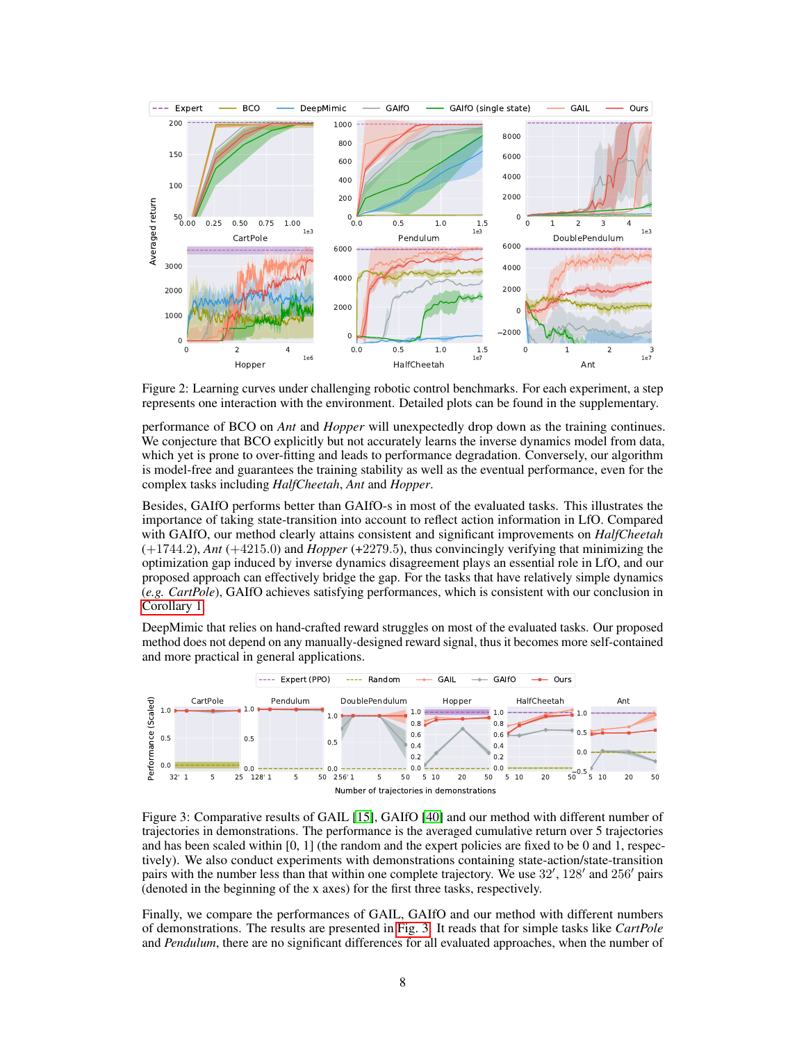Figure 2: Learning curves under challenging robotic control benchmarks. For each experiment, a step represents one interaction with the environment. Detailed plots can be found in the supplementary.

performance of BCO on *Ant* and *Hopper* will unexpectedly drop down as the training continues. We conjecture that BCO explicitly but not accurately learns the inverse dynamics model from data, which yet is prone to over-fitting and leads to performance degradation. Conversely, our algorithm is model-free and guarantees the training stability as well as the eventual performance, even for the complex tasks including *HalfCheetah*, *Ant* and *Hopper*.

Besides, GAIfO performs better than GAIfO-s in most of the evaluated tasks. This illustrates the importance of taking state-transition into account to reflect action information in LfO. Compared with GAIfO, our method clearly attains consistent and significant improvements on *HalfCheetah* (+1744.2), *Ant* (+4215.0) and *Hopper* (+2279.5), thus convincingly verifying that minimizing the optimization gap induced by inverse dynamics disagreement plays an essential role in LfO, and our proposed approach can effectively bridge the gap. For the tasks that have relatively simple dynamics (*e.g. CartPole*), GAIfO achieves satisfying performances, which is consistent with our conclusion in Corollary 1.

DeepMimic that relies on hand-crafted reward struggles on most of the evaluated tasks. Our proposed method does not depend on any manually-designed reward signal, thus it becomes more self-contained and more practical in general applications.

Figure 3: Comparative results of GAIL [15], GAIfO [40] and our method with different number of trajectories in demonstrations. The performance is the averaged cumulative return over 5 trajectories and has been scaled within [0, 1] (the random and the expert policies are fixed to be 0 and 1, respectively). We also conduct experiments with demonstrations containing state-action/state-transition pairs with the number less than that within one complete trajectory. We use $32'$, $128'$ and $256'$ pairs (denoted in the beginning of the x axes) for the first three tasks, respectively.

Finally, we compare the performances of GAIL, GAIfO and our method with different numbers of demonstrations. The results are presented in Fig. 3. It reads that for simple tasks like *CartPole* and *Pendulum*, there are no significant differences for all evaluated approaches, when the number of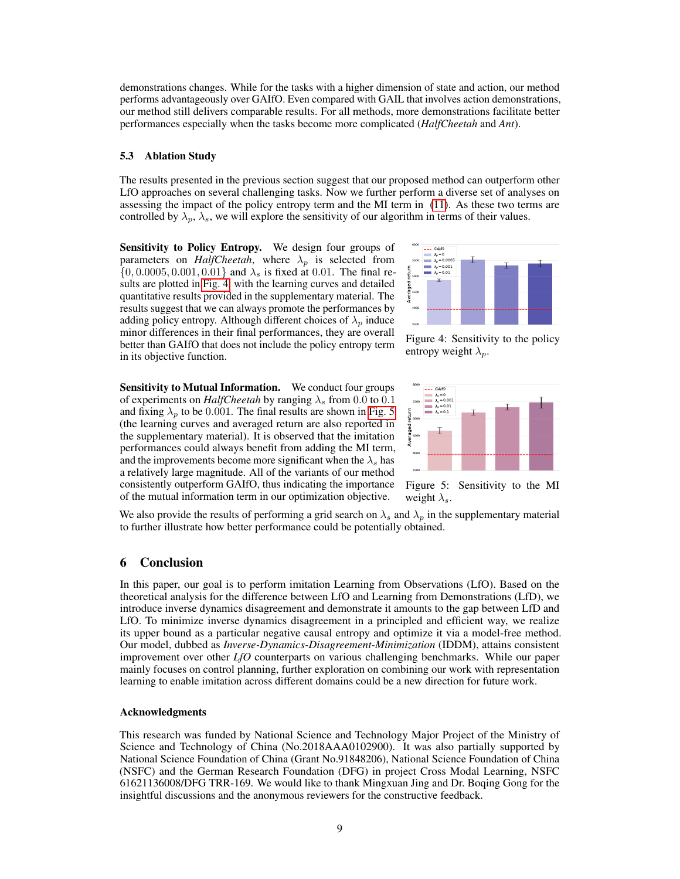demonstrations changes. While for the tasks with a higher dimension of state and action, our method performs advantageously over GAIfO. Even compared with GAIL that involves action demonstrations, our method still delivers comparable results. For all methods, more demonstrations facilitate better performances especially when the tasks become more complicated (*HalfCheetah* and *Ant*).

### 5.3 Ablation Study

The results presented in the previous section suggest that our proposed method can outperform other LfO approaches on several challenging tasks. Now we further perform a diverse set of analyses on assessing the impact of the policy entropy term and the MI term in (11). As these two terms are controlled by $\lambda_p$, $\lambda_s$, we will explore the sensitivity of our algorithm in terms of their values.

**Sensitivity to Policy Entropy.** We design four groups of parameters on *HalfCheetah*, where $\lambda_p$ is selected from $\{0, 0.0005, 0.001, 0.01\}$ and $\lambda_s$ is fixed at 0.01. The final results are plotted in Fig. 4 with the learning curves and detailed quantitative results provided in the supplementary material. The results suggest that we can always promote the performances by adding policy entropy. Although different choices of $\lambda_p$ induce minor differences in their final performances, they are overall better than GAIfO that does not include the policy entropy term in its objective function.

Figure 4: Sensitivity to the policy entropy weight $\lambda_p$.

**Sensitivity to Mutual Information.** We conduct four groups of experiments on *HalfCheetah* by ranging $\lambda_s$ from 0.0 to 0.1 and fixing $\lambda_p$ to be 0.001. The final results are shown in Fig. 5 (the learning curves and averaged return are also reported in the supplementary material). It is observed that the imitation performances could always benefit from adding the MI term, and the improvements become more significant when the $\lambda_s$ has a relatively large magnitude. All of the variants of our method consistently outperform GAIfO, thus indicating the importance of the mutual information term in our optimization objective.

Figure 5: Sensitivity to the MI weight $\lambda_s$.

We also provide the results of performing a grid search on $\lambda_s$ and $\lambda_p$ in the supplementary material to further illustrate how better performance could be potentially obtained.

## 6 Conclusion

In this paper, our goal is to perform imitation Learning from Observations (LfO). Based on the theoretical analysis for the difference between LfO and Learning from Demonstrations (LfD), we introduce inverse dynamics disagreement and demonstrate it amounts to the gap between LfD and LfO. To minimize inverse dynamics disagreement in a principled and efficient way, we realize its upper bound as a particular negative causal entropy and optimize it via a model-free method. Our model, dubbed as *Inverse-Dynamics-Disagreement-Minimization* (IDDM), attains consistent improvement over other *LfO* counterparts on various challenging benchmarks. While our paper mainly focuses on control planning, further exploration on combining our work with representation learning to enable imitation across different domains could be a new direction for future work.

### Acknowledgments

This research was funded by National Science and Technology Major Project of the Ministry of Science and Technology of China (No.2018AAA0102900). It was also partially supported by National Science Foundation of China (Grant No.91848206), National Science Foundation of China (NSFC) and the German Research Foundation (DFG) in project Cross Modal Learning, NSFC 61621136008/DFG TRR-169. We would like to thank Mingxuan Jing and Dr. Boqing Gong for the insightful discussions and the anonymous reviewers for the constructive feedback.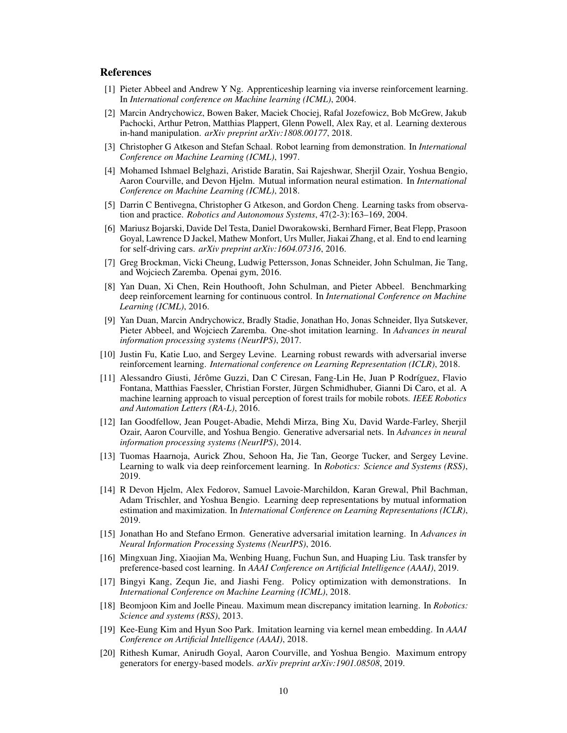## References

[1] Pieter Abbeel and Andrew Y Ng. Apprenticeship learning via inverse reinforcement learning. In *International conference on Machine learning (ICML)*, 2004.

[2] Marcin Andrychowicz, Bowen Baker, Maciek Chociej, Rafal Jozefowicz, Bob McGrew, Jakub Pachocki, Arthur Petron, Matthias Plappert, Glenn Powell, Alex Ray, et al. Learning dexterous in-hand manipulation. *arXiv preprint arXiv:1808.00177*, 2018.

[3] Christopher G Atkeson and Stefan Schaal. Robot learning from demonstration. In *International Conference on Machine Learning (ICML)*, 1997.

[4] Mohamed Ishmael Belghazi, Aristide Baratin, Sai Rajeshwar, Sherjil Ozair, Yoshua Bengio, Aaron Courville, and Devon Hjelm. Mutual information neural estimation. In *International Conference on Machine Learning (ICML)*, 2018.

[5] Darrin C Bentivegna, Christopher G Atkeson, and Gordon Cheng. Learning tasks from observation and practice. *Robotics and Autonomous Systems*, 47(2-3):163–169, 2004.

[6] Mariusz Bojarski, Davide Del Testa, Daniel Dworakowski, Bernhard Firner, Beat Flepp, Prasoon Goyal, Lawrence D Jackel, Mathew Monfort, Urs Muller, Jiakai Zhang, et al. End to end learning for self-driving cars. *arXiv preprint arXiv:1604.07316*, 2016.

[7] Greg Brockman, Vicki Cheung, Ludwig Pettersson, Jonas Schneider, John Schulman, Jie Tang, and Wojciech Zaremba. Openai gym, 2016.

[8] Yan Duan, Xi Chen, Rein Houthooft, John Schulman, and Pieter Abbeel. Benchmarking deep reinforcement learning for continuous control. In *International Conference on Machine Learning (ICML)*, 2016.

[9] Yan Duan, Marcin Andrychowicz, Bradly Stadie, Jonathan Ho, Jonas Schneider, Ilya Sutskever, Pieter Abbeel, and Wojciech Zaremba. One-shot imitation learning. In *Advances in neural information processing systems (NeurIPS)*, 2017.

[10] Justin Fu, Katie Luo, and Sergey Levine. Learning robust rewards with adversarial inverse reinforcement learning. *International conference on Learning Representation (ICLR)*, 2018.

[11] Alessandro Giusti, Jérôme Guzzi, Dan C Ciresan, Fang-Lin He, Juan P Rodríguez, Flavio Fontana, Matthias Faessler, Christian Forster, Jürgen Schmidhuber, Gianni Di Caro, et al. A machine learning approach to visual perception of forest trails for mobile robots. *IEEE Robotics and Automation Letters (RA-L)*, 2016.

[12] Ian Goodfellow, Jean Pouget-Abadie, Mehdi Mirza, Bing Xu, David Warde-Farley, Sherjil Ozair, Aaron Courville, and Yoshua Bengio. Generative adversarial nets. In *Advances in neural information processing systems (NeurIPS)*, 2014.

[13] Tuomas Haarnoja, Aurick Zhou, Sehoon Ha, Jie Tan, George Tucker, and Sergey Levine. Learning to walk via deep reinforcement learning. In *Robotics: Science and Systems (RSS)*, 2019.

[14] R Devon Hjelm, Alex Fedorov, Samuel Lavoie-Marchildon, Karan Grewal, Phil Bachman, Adam Trischler, and Yoshua Bengio. Learning deep representations by mutual information estimation and maximization. In *International Conference on Learning Representations (ICLR)*, 2019.

[15] Jonathan Ho and Stefano Ermon. Generative adversarial imitation learning. In *Advances in Neural Information Processing Systems (NeurIPS)*, 2016.

[16] Mingxuan Jing, Xiaojian Ma, Wenbing Huang, Fuchun Sun, and Huaping Liu. Task transfer by preference-based cost learning. In *AAAI Conference on Artificial Intelligence (AAAI)*, 2019.

[17] Bingyi Kang, Zequn Jie, and Jiashi Feng. Policy optimization with demonstrations. In *International Conference on Machine Learning (ICML)*, 2018.

[18] Beomjoon Kim and Joelle Pineau. Maximum mean discrepancy imitation learning. In *Robotics: Science and systems (RSS)*, 2013.

[19] Kee-Eung Kim and Hyun Soo Park. Imitation learning via kernel mean embedding. In *AAAI Conference on Artificial Intelligence (AAAI)*, 2018.

[20] Rithesh Kumar, Anirudh Goyal, Aaron Courville, and Yoshua Bengio. Maximum entropy generators for energy-based models. *arXiv preprint arXiv:1901.08508*, 2019.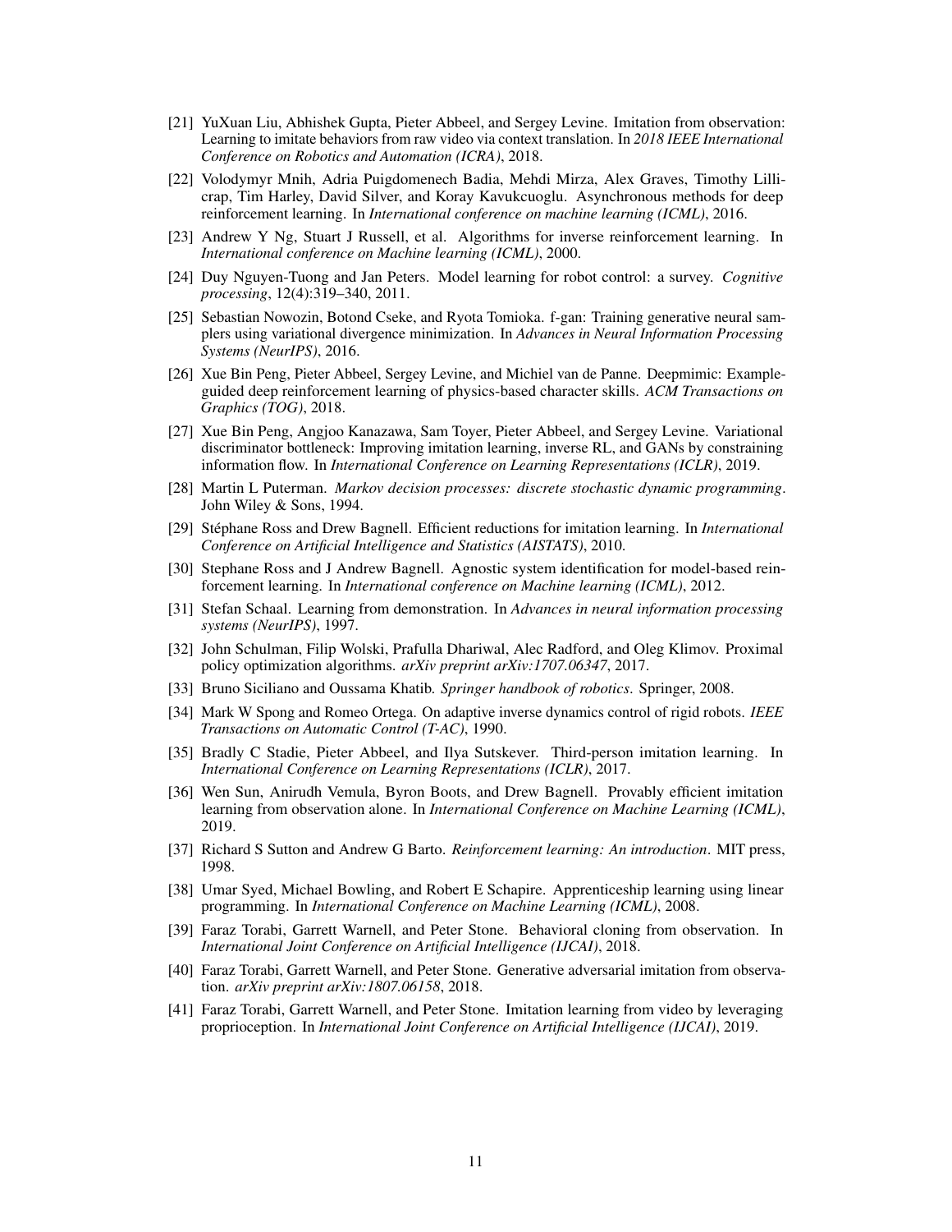[21] YuXuan Liu, Abhishek Gupta, Pieter Abbeel, and Sergey Levine. Imitation from observation: Learning to imitate behaviors from raw video via context translation. In *2018 IEEE International Conference on Robotics and Automation (ICRA)*, 2018.

[22] Volodymyr Mnih, Adria Puigdomenech Badia, Mehdi Mirza, Alex Graves, Timothy Lillicrap, Tim Harley, David Silver, and Koray Kavukcuoglu. Asynchronous methods for deep reinforcement learning. In *International conference on machine learning (ICML)*, 2016.

[23] Andrew Y Ng, Stuart J Russell, et al. Algorithms for inverse reinforcement learning. In *International conference on Machine learning (ICML)*, 2000.

[24] Duy Nguyen-Tuong and Jan Peters. Model learning for robot control: a survey. *Cognitive processing*, 12(4):319–340, 2011.

[25] Sebastian Nowozin, Botond Cseke, and Ryota Tomioka. f-gan: Training generative neural samplers using variational divergence minimization. In *Advances in Neural Information Processing Systems (NeurIPS)*, 2016.

[26] Xue Bin Peng, Pieter Abbeel, Sergey Levine, and Michiel van de Panne. Deepmimic: Example-guided deep reinforcement learning of physics-based character skills. *ACM Transactions on Graphics (TOG)*, 2018.

[27] Xue Bin Peng, Angjoo Kanazawa, Sam Toyer, Pieter Abbeel, and Sergey Levine. Variational discriminator bottleneck: Improving imitation learning, inverse RL, and GANs by constraining information flow. In *International Conference on Learning Representations (ICLR)*, 2019.

[28] Martin L Puterman. *Markov decision processes: discrete stochastic dynamic programming*. John Wiley & Sons, 1994.

[29] Stéphane Ross and Drew Bagnell. Efficient reductions for imitation learning. In *International Conference on Artificial Intelligence and Statistics (AISTATS)*, 2010.

[30] Stephane Ross and J Andrew Bagnell. Agnostic system identification for model-based reinforcement learning. In *International conference on Machine learning (ICML)*, 2012.

[31] Stefan Schaal. Learning from demonstration. In *Advances in neural information processing systems (NeurIPS)*, 1997.

[32] John Schulman, Filip Wolski, Prafulla Dhariwal, Alec Radford, and Oleg Klimov. Proximal policy optimization algorithms. *arXiv preprint arXiv:1707.06347*, 2017.

[33] Bruno Siciliano and Oussama Khatib. *Springer handbook of robotics*. Springer, 2008.

[34] Mark W Spong and Romeo Ortega. On adaptive inverse dynamics control of rigid robots. *IEEE Transactions on Automatic Control (T-AC)*, 1990.

[35] Bradly C Stadie, Pieter Abbeel, and Ilya Sutskever. Third-person imitation learning. In *International Conference on Learning Representations (ICLR)*, 2017.

[36] Wen Sun, Anirudh Vemula, Byron Boots, and Drew Bagnell. Provably efficient imitation learning from observation alone. In *International Conference on Machine Learning (ICML)*, 2019.

[37] Richard S Sutton and Andrew G Barto. *Reinforcement learning: An introduction*. MIT press, 1998.

[38] Umar Syed, Michael Bowling, and Robert E Schapire. Apprenticeship learning using linear programming. In *International Conference on Machine Learning (ICML)*, 2008.

[39] Faraz Torabi, Garrett Warnell, and Peter Stone. Behavioral cloning from observation. In *International Joint Conference on Artificial Intelligence (IJCAI)*, 2018.

[40] Faraz Torabi, Garrett Warnell, and Peter Stone. Generative adversarial imitation from observation. *arXiv preprint arXiv:1807.06158*, 2018.

[41] Faraz Torabi, Garrett Warnell, and Peter Stone. Imitation learning from video by leveraging proprioception. In *International Joint Conference on Artificial Intelligence (IJCAI)*, 2019.